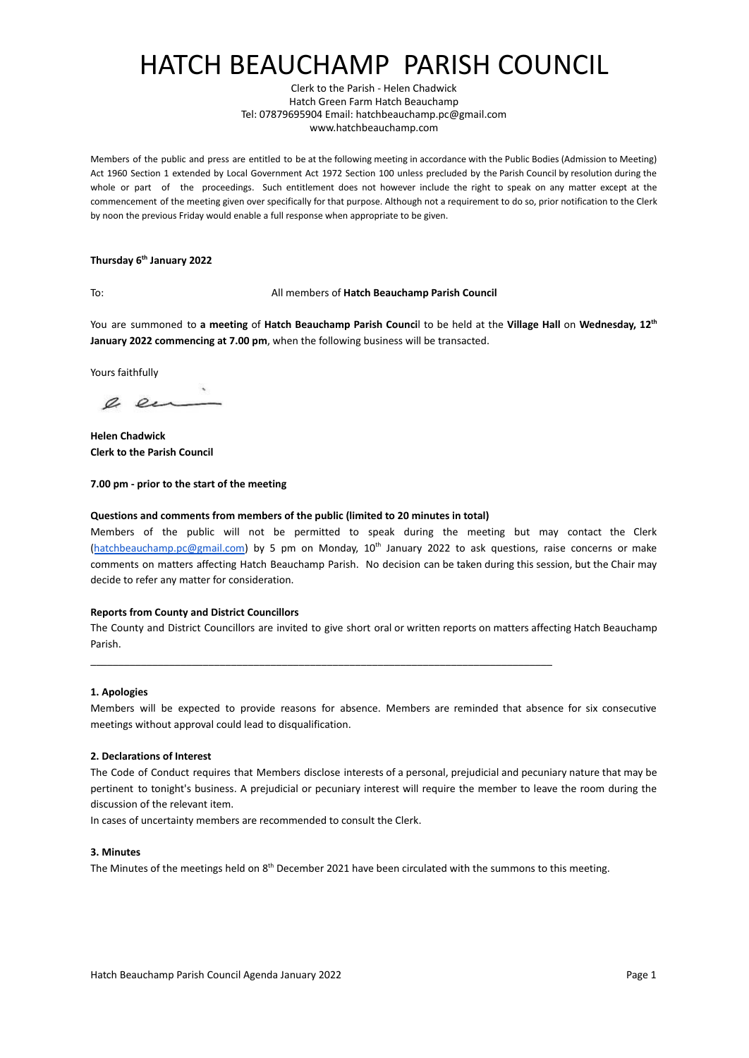# HATCH BEAUCHAMP PARISH COUNCIL

Clerk to the Parish - Helen Chadwick
Hatch Green Farm Hatch Beauchamp
Tel: 07879695904 Email: hatchbeauchamp.pc@gmail.com
www.hatchbeauchamp.com

Members of the public and press are entitled to be at the following meeting in accordance with the Public Bodies (Admission to Meeting) Act 1960 Section 1 extended by Local Government Act 1972 Section 100 unless precluded by the Parish Council by resolution during the whole or part of the proceedings. Such entitlement does not however include the right to speak on any matter except at the commencement of the meeting given over specifically for that purpose. Although not a requirement to do so, prior notification to the Clerk by noon the previous Friday would enable a full response when appropriate to be given.

**Thursday 6th January 2022**

To: All members of **Hatch Beauchamp Parish Council**

You are summoned to **a meeting** of **Hatch Beauchamp Parish Council** to be held at the **Village Hall** on **Wednesday, 12th January 2022 commencing at 7.00 pm**, when the following business will be transacted.

Yours faithfully

**Helen Chadwick**
**Clerk to the Parish Council**

**7.00 pm - prior to the start of the meeting**

**Questions and comments from members of the public (limited to 20 minutes in total)**

Members of the public will not be permitted to speak during the meeting but may contact the Clerk (hatchbeauchamp.pc@gmail.com) by 5 pm on Monday, 10th January 2022 to ask questions, raise concerns or make comments on matters affecting Hatch Beauchamp Parish. No decision can be taken during this session, but the Chair may decide to refer any matter for consideration.

**Reports from County and District Councillors**

The County and District Councillors are invited to give short oral or written reports on matters affecting Hatch Beauchamp Parish.

---

**1. Apologies**

Members will be expected to provide reasons for absence. Members are reminded that absence for six consecutive meetings without approval could lead to disqualification.

**2. Declarations of Interest**

The Code of Conduct requires that Members disclose interests of a personal, prejudicial and pecuniary nature that may be pertinent to tonight's business. A prejudicial or pecuniary interest will require the member to leave the room during the discussion of the relevant item.

In cases of uncertainty members are recommended to consult the Clerk.

**3. Minutes**

The Minutes of the meetings held on 8th December 2021 have been circulated with the summons to this meeting.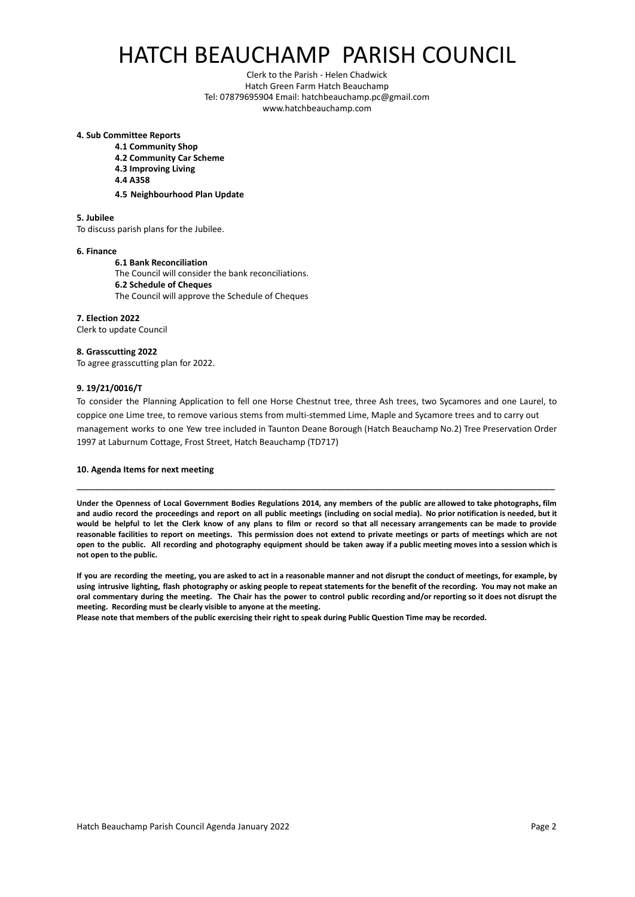# HATCH BEAUCHAMP PARISH COUNCIL

Clerk to the Parish - Helen Chadwick
Hatch Green Farm Hatch Beauchamp
Tel: 07879695904 Email: hatchbeauchamp.pc@gmail.com
www.hatchbeauchamp.com

**4. Sub Committee Reports**

**4.1 Community Shop**
**4.2 Community Car Scheme**
**4.3 Improving Living**
**4.4 A358**
**4.5 Neighbourhood Plan Update**

**5. Jubilee**
To discuss parish plans for the Jubilee.

**6. Finance**

**6.1 Bank Reconciliation**
The Council will consider the bank reconciliations.
**6.2 Schedule of Cheques**
The Council will approve the Schedule of Cheques

**7. Election 2022**
Clerk to update Council

**8. Grasscutting 2022**
To agree grasscutting plan for 2022.

**9. 19/21/0016/T**

To consider the Planning Application to fell one Horse Chestnut tree, three Ash trees, two Sycamores and one Laurel, to coppice one Lime tree, to remove various stems from multi-stemmed Lime, Maple and Sycamore trees and to carry out management works to one Yew tree included in Taunton Deane Borough (Hatch Beauchamp No.2) Tree Preservation Order 1997 at Laburnum Cottage, Frost Street, Hatch Beauchamp (TD717)

**10. Agenda Items for next meeting**

---

**Under the Openness of Local Government Bodies Regulations 2014, any members of the public are allowed to take photographs, film and audio record the proceedings and report on all public meetings (including on social media). No prior notification is needed, but it would be helpful to let the Clerk know of any plans to film or record so that all necessary arrangements can be made to provide reasonable facilities to report on meetings. This permission does not extend to private meetings or parts of meetings which are not open to the public. All recording and photography equipment should be taken away if a public meeting moves into a session which is not open to the public.**

**If you are recording the meeting, you are asked to act in a reasonable manner and not disrupt the conduct of meetings, for example, by using intrusive lighting, flash photography or asking people to repeat statements for the benefit of the recording. You may not make an oral commentary during the meeting. The Chair has the power to control public recording and/or reporting so it does not disrupt the meeting. Recording must be clearly visible to anyone at the meeting.**
**Please note that members of the public exercising their right to speak during Public Question Time may be recorded.**